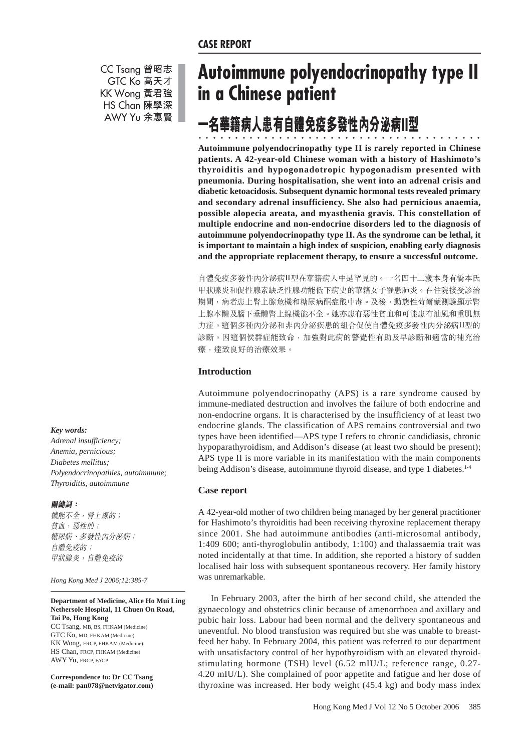CASE REPORT

CC Tsang 曾昭志
GTC Ko 高天才
KK Wong 黃君強
HS Chan 陳學深
AWY Yu 余惠賢

# Autoimmune polyendocrinopathy type II in a Chinese patient

# 一名華籍病人患有自體免疫多發性內分泌病II型

**Autoimmune polyendocrinopathy type II is rarely reported in Chinese patients. A 42-year-old Chinese woman with a history of Hashimoto's thyroiditis and hypogonadotropic hypogonadism presented with pneumonia. During hospitalisation, she went into an adrenal crisis and diabetic ketoacidosis. Subsequent dynamic hormonal tests revealed primary and secondary adrenal insufficiency. She also had pernicious anaemia, possible alopecia areata, and myasthenia gravis. This constellation of multiple endocrine and non-endocrine disorders led to the diagnosis of autoimmune polyendocrinopathy type II. As the syndrome can be lethal, it is important to maintain a high index of suspicion, enabling early diagnosis and the appropriate replacement therapy, to ensure a successful outcome.**

自體免疫多發性內分泌病II型在華籍病人中是罕見的。一名四十二歲本身有橋本氏甲狀腺炎和促性腺素缺乏性腺功能低下病史的華籍女子罹患肺炎。在住院接受診治期間，病者患上腎上腺危機和糖尿病酮症酸中毒。及後，動態性荷爾蒙測驗顯示腎上腺本體及腦下垂體腎上線機能不全。她亦患有惡性貧血和可能患有油風和重肌無力症。這個多種內分泌和非內分泌疾患的組合促使自體免疫多發性內分泌病II型的診斷。因這個侯群症能致命，加強對此病的警覺性有助及早診斷和適當的補充治療，達致良好的治療效果。

*Key words:*
*Adrenal insufficiency;*
*Anemia, pernicious;*
*Diabetes mellitus;*
*Polyendocrinopathies, autoimmune;*
*Thyroiditis, autoimmune*

***關鍵詞：***
*機能不全，腎上線的；*
*貧血，惡性的；*
*糖尿病、多發性內分泌病；*
*自體免疫的；*
*甲狀腺炎，自體免疫的*

*Hong Kong Med J 2006;12:385-7*

**Department of Medicine, Alice Ho Mui Ling Nethersole Hospital, 11 Chuen On Road, Tai Po, Hong Kong**
CC Tsang, MB, BS, FHKAM (Medicine)
GTC Ko, MD, FHKAM (Medicine)
KK Wong, FRCP, FHKAM (Medicine)
HS Chan, FRCP, FHKAM (Medicine)
AWY Yu, FRCP, FACP

**Correspondence to: Dr CC Tsang (e-mail: pan078@netvigator.com)**

## Introduction

Autoimmune polyendocrinopathy (APS) is a rare syndrome caused by immune-mediated destruction and involves the failure of both endocrine and non-endocrine organs. It is characterised by the insufficiency of at least two endocrine glands. The classification of APS remains controversial and two types have been identified—APS type I refers to chronic candidiasis, chronic hypoparathyroidism, and Addison's disease (at least two should be present); APS type II is more variable in its manifestation with the main components being Addison's disease, autoimmune thyroid disease, and type 1 diabetes.[1-4]

## Case report

A 42-year-old mother of two children being managed by her general practitioner for Hashimoto's thyroiditis had been receiving thyroxine replacement therapy since 2001. She had autoimmune antibodies (anti-microsomal antibody, 1:409 600; anti-thyroglobulin antibody, 1:100) and thalassaemia trait was noted incidentally at that time. In addition, she reported a history of sudden localised hair loss with subsequent spontaneous recovery. Her family history was unremarkable.

In February 2003, after the birth of her second child, she attended the gynaecology and obstetrics clinic because of amenorrhoea and axillary and pubic hair loss. Labour had been normal and the delivery spontaneous and uneventful. No blood transfusion was required but she was unable to breast-feed her baby. In February 2004, this patient was referred to our department with unsatisfactory control of her hypothyroidism with an elevated thyroid-stimulating hormone (TSH) level (6.52 mIU/L; reference range, 0.27-4.20 mIU/L). She complained of poor appetite and fatigue and her dose of thyroxine was increased. Her body weight (45.4 kg) and body mass index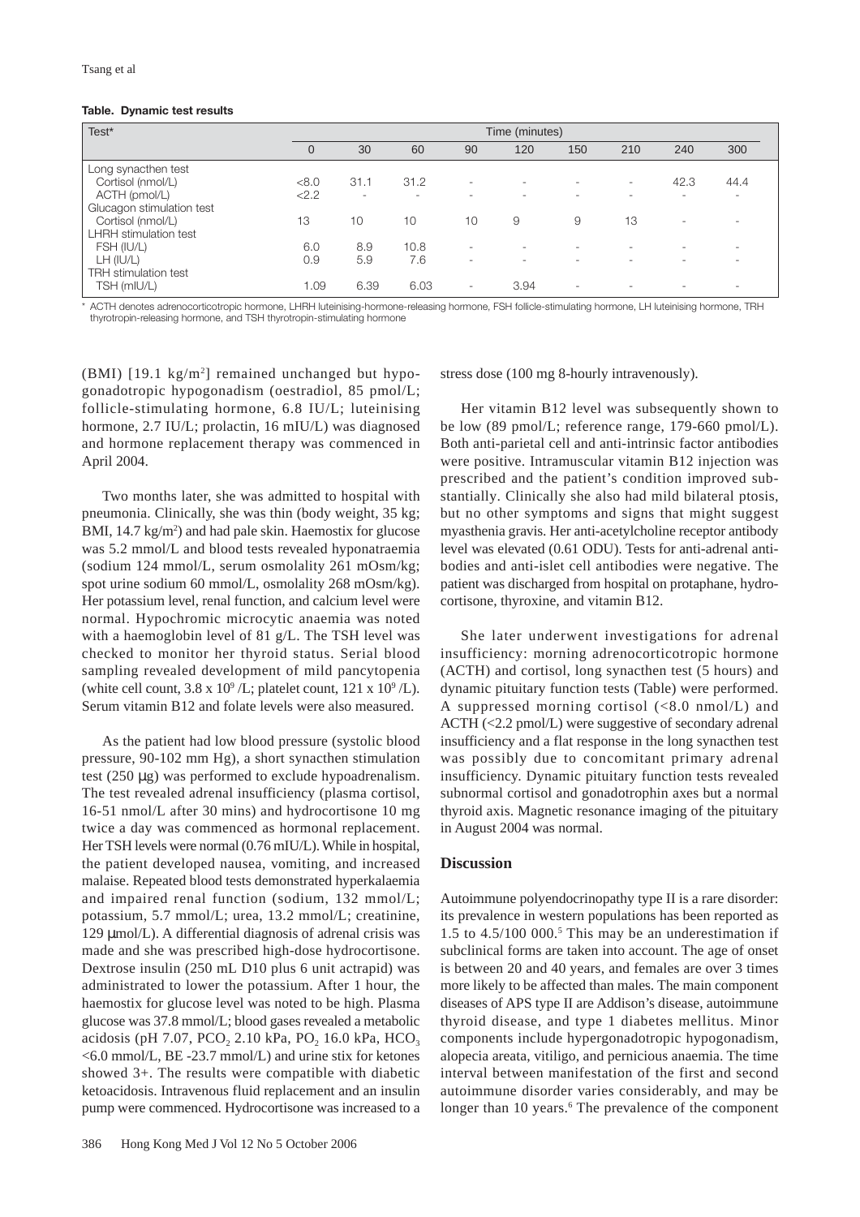**Table. Dynamic test results**

| Test* | Time (minutes) | | | | | | | | |
|---|---|---|---|---|---|---|---|---|---|
| | 0 | 30 | 60 | 90 | 120 | 150 | 210 | 240 | 300 |
| Long synacthen test | | | | | | | | | |
| Cortisol (nmol/L) | <8.0 | 31.1 | 31.2 | - | - | - | - | 42.3 | 44.4 |
| ACTH (pmol/L) | <2.2 | - | - | - | - | - | - | - | - |
| Glucagon stimulation test | | | | | | | | | |
| Cortisol (nmol/L) | 13 | 10 | 10 | 10 | 9 | 9 | 13 | - | - |
| LHRH stimulation test | | | | | | | | | |
| FSH (IU/L) | 6.0 | 8.9 | 10.8 | - | - | - | - | - | - |
| LH (IU/L) | 0.9 | 5.9 | 7.6 | - | - | - | - | - | - |
| TRH stimulation test | | | | | | | | | |
| TSH (mIU/L) | 1.09 | 6.39 | 6.03 | - | 3.94 | - | - | - | - |

\* ACTH denotes adrenocorticotropic hormone, LHRH luteinising-hormone-releasing hormone, FSH follicle-stimulating hormone, LH luteinising hormone, TRH thyrotropin-releasing hormone, and TSH thyrotropin-stimulating hormone

(BMI) [19.1 kg/m$^2$] remained unchanged but hypogonadotropic hypogonadism (oestradiol, 85 pmol/L; follicle-stimulating hormone, 6.8 IU/L; luteinising hormone, 2.7 IU/L; prolactin, 16 mIU/L) was diagnosed and hormone replacement therapy was commenced in April 2004.

Two months later, she was admitted to hospital with pneumonia. Clinically, she was thin (body weight, 35 kg; BMI, 14.7 kg/m$^2$) and had pale skin. Haemostix for glucose was 5.2 mmol/L and blood tests revealed hyponatraemia (sodium 124 mmol/L, serum osmolality 261 mOsm/kg; spot urine sodium 60 mmol/L, osmolality 268 mOsm/kg). Her potassium level, renal function, and calcium level were normal. Hypochromic microcytic anaemia was noted with a haemoglobin level of 81 g/L. The TSH level was checked to monitor her thyroid status. Serial blood sampling revealed development of mild pancytopenia (white cell count, $3.8 \times 10^9$ /L; platelet count, $121 \times 10^9$ /L). Serum vitamin B12 and folate levels were also measured.

As the patient had low blood pressure (systolic blood pressure, 90-102 mm Hg), a short synacthen stimulation test (250 µg) was performed to exclude hypoadrenalism. The test revealed adrenal insufficiency (plasma cortisol, 16-51 nmol/L after 30 mins) and hydrocortisone 10 mg twice a day was commenced as hormonal replacement. Her TSH levels were normal (0.76 mIU/L). While in hospital, the patient developed nausea, vomiting, and increased malaise. Repeated blood tests demonstrated hyperkalaemia and impaired renal function (sodium, 132 mmol/L; potassium, 5.7 mmol/L; urea, 13.2 mmol/L; creatinine, 129 µmol/L). A differential diagnosis of adrenal crisis was made and she was prescribed high-dose hydrocortisone. Dextrose insulin (250 mL D10 plus 6 unit actrapid) was administrated to lower the potassium. After 1 hour, the haemostix for glucose level was noted to be high. Plasma glucose was 37.8 mmol/L; blood gases revealed a metabolic acidosis (pH 7.07, $PCO_2$ 2.10 kPa, $PO_2$ 16.0 kPa, $HCO_3$ <6.0 mmol/L, BE -23.7 mmol/L) and urine stix for ketones showed 3+. The results were compatible with diabetic ketoacidosis. Intravenous fluid replacement and an insulin pump were commenced. Hydrocortisone was increased to a stress dose (100 mg 8-hourly intravenously).

Her vitamin B12 level was subsequently shown to be low (89 pmol/L; reference range, 179-660 pmol/L). Both anti-parietal cell and anti-intrinsic factor antibodies were positive. Intramuscular vitamin B12 injection was prescribed and the patient's condition improved substantially. Clinically she also had mild bilateral ptosis, but no other symptoms and signs that might suggest myasthenia gravis. Her anti-acetylcholine receptor antibody level was elevated (0.61 ODU). Tests for anti-adrenal antibodies and anti-islet cell antibodies were negative. The patient was discharged from hospital on protaphane, hydrocortisone, thyroxine, and vitamin B12.

She later underwent investigations for adrenal insufficiency: morning adrenocorticotropic hormone (ACTH) and cortisol, long synacthen test (5 hours) and dynamic pituitary function tests (Table) were performed. A suppressed morning cortisol (<8.0 nmol/L) and ACTH (<2.2 pmol/L) were suggestive of secondary adrenal insufficiency and a flat response in the long synacthen test was possibly due to concomitant primary adrenal insufficiency. Dynamic pituitary function tests revealed subnormal cortisol and gonadotrophin axes but a normal thyroid axis. Magnetic resonance imaging of the pituitary in August 2004 was normal.

## Discussion

Autoimmune polyendocrinopathy type II is a rare disorder: its prevalence in western populations has been reported as 1.5 to 4.5/100 000.[5] This may be an underestimation if subclinical forms are taken into account. The age of onset is between 20 and 40 years, and females are over 3 times more likely to be affected than males. The main component diseases of APS type II are Addison's disease, autoimmune thyroid disease, and type 1 diabetes mellitus. Minor components include hypergonadotropic hypogonadism, alopecia areata, vitiligo, and pernicious anaemia. The time interval between manifestation of the first and second autoimmune disorder varies considerably, and may be longer than 10 years.[6] The prevalence of the component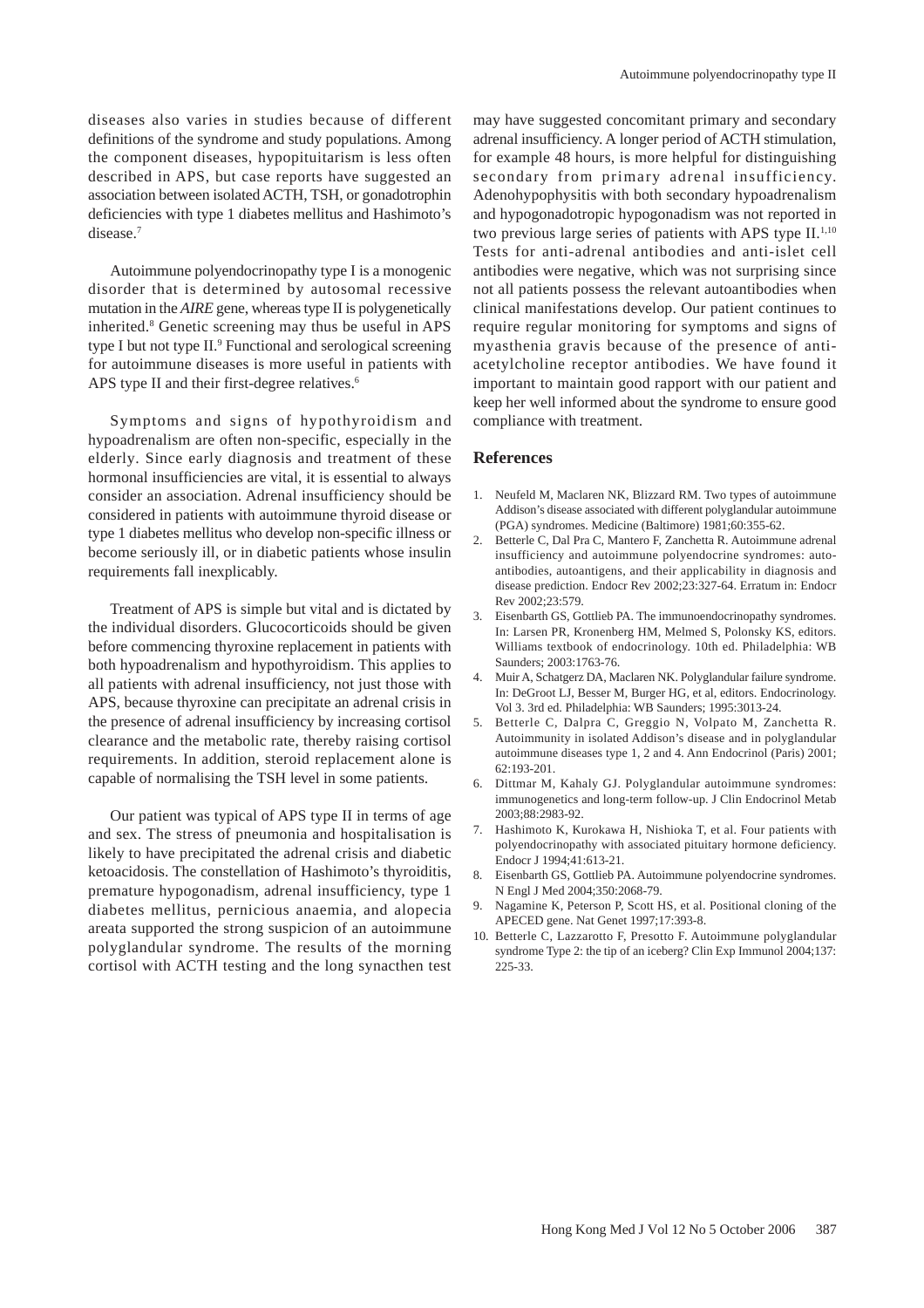diseases also varies in studies because of different definitions of the syndrome and study populations. Among the component diseases, hypopituitarism is less often described in APS, but case reports have suggested an association between isolated ACTH, TSH, or gonadotrophin deficiencies with type 1 diabetes mellitus and Hashimoto's disease.[7]

Autoimmune polyendocrinopathy type I is a monogenic disorder that is determined by autosomal recessive mutation in the *AIRE* gene, whereas type II is polygenetically inherited.[8] Genetic screening may thus be useful in APS type I but not type II.[9] Functional and serological screening for autoimmune diseases is more useful in patients with APS type II and their first-degree relatives.[6]

Symptoms and signs of hypothyroidism and hypoadrenalism are often non-specific, especially in the elderly. Since early diagnosis and treatment of these hormonal insufficiencies are vital, it is essential to always consider an association. Adrenal insufficiency should be considered in patients with autoimmune thyroid disease or type 1 diabetes mellitus who develop non-specific illness or become seriously ill, or in diabetic patients whose insulin requirements fall inexplicably.

Treatment of APS is simple but vital and is dictated by the individual disorders. Glucocorticoids should be given before commencing thyroxine replacement in patients with both hypoadrenalism and hypothyroidism. This applies to all patients with adrenal insufficiency, not just those with APS, because thyroxine can precipitate an adrenal crisis in the presence of adrenal insufficiency by increasing cortisol clearance and the metabolic rate, thereby raising cortisol requirements. In addition, steroid replacement alone is capable of normalising the TSH level in some patients.

Our patient was typical of APS type II in terms of age and sex. The stress of pneumonia and hospitalisation is likely to have precipitated the adrenal crisis and diabetic ketoacidosis. The constellation of Hashimoto's thyroiditis, premature hypogonadism, adrenal insufficiency, type 1 diabetes mellitus, pernicious anaemia, and alopecia areata supported the strong suspicion of an autoimmune polyglandular syndrome. The results of the morning cortisol with ACTH testing and the long synacthen test may have suggested concomitant primary and secondary adrenal insufficiency. A longer period of ACTH stimulation, for example 48 hours, is more helpful for distinguishing secondary from primary adrenal insufficiency. Adenohypophysitis with both secondary hypoadrenalism and hypogonadotropic hypogonadism was not reported in two previous large series of patients with APS type II.[1,10] Tests for anti-adrenal antibodies and anti-islet cell antibodies were negative, which was not surprising since not all patients possess the relevant autoantibodies when clinical manifestations develop. Our patient continues to require regular monitoring for symptoms and signs of myasthenia gravis because of the presence of anti-acetylcholine receptor antibodies. We have found it important to maintain good rapport with our patient and keep her well informed about the syndrome to ensure good compliance with treatment.

## References

1. Neufeld M, Maclaren NK, Blizzard RM. Two types of autoimmune Addison's disease associated with different polyglandular autoimmune (PGA) syndromes. Medicine (Baltimore) 1981;60:355-62.
2. Betterle C, Dal Pra C, Mantero F, Zanchetta R. Autoimmune adrenal insufficiency and autoimmune polyendocrine syndromes: autoantibodies, autoantigens, and their applicability in diagnosis and disease prediction. Endocr Rev 2002;23:327-64. Erratum in: Endocr Rev 2002;23:579.
3. Eisenbarth GS, Gottlieb PA. The immunoendocrinopathy syndromes. In: Larsen PR, Kronenberg HM, Melmed S, Polonsky KS, editors. Williams textbook of endocrinology. 10th ed. Philadelphia: WB Saunders; 2003:1763-76.
4. Muir A, Schatgerz DA, Maclaren NK. Polyglandular failure syndrome. In: DeGroot LJ, Besser M, Burger HG, et al, editors. Endocrinology. Vol 3. 3rd ed. Philadelphia: WB Saunders; 1995:3013-24.
5. Betterle C, Dalpra C, Greggio N, Volpato M, Zanchetta R. Autoimmunity in isolated Addison's disease and in polyglandular autoimmune diseases type 1, 2 and 4. Ann Endocrinol (Paris) 2001; 62:193-201.
6. Dittmar M, Kahaly GJ. Polyglandular autoimmune syndromes: immunogenetics and long-term follow-up. J Clin Endocrinol Metab 2003;88:2983-92.
7. Hashimoto K, Kurokawa H, Nishioka T, et al. Four patients with polyendocrinopathy with associated pituitary hormone deficiency. Endocr J 1994;41:613-21.
8. Eisenbarth GS, Gottlieb PA. Autoimmune polyendocrine syndromes. N Engl J Med 2004;350:2068-79.
9. Nagamine K, Peterson P, Scott HS, et al. Positional cloning of the APECED gene. Nat Genet 1997;17:393-8.
10. Betterle C, Lazzarotto F, Presotto F. Autoimmune polyglandular syndrome Type 2: the tip of an iceberg? Clin Exp Immunol 2004;137: 225-33.